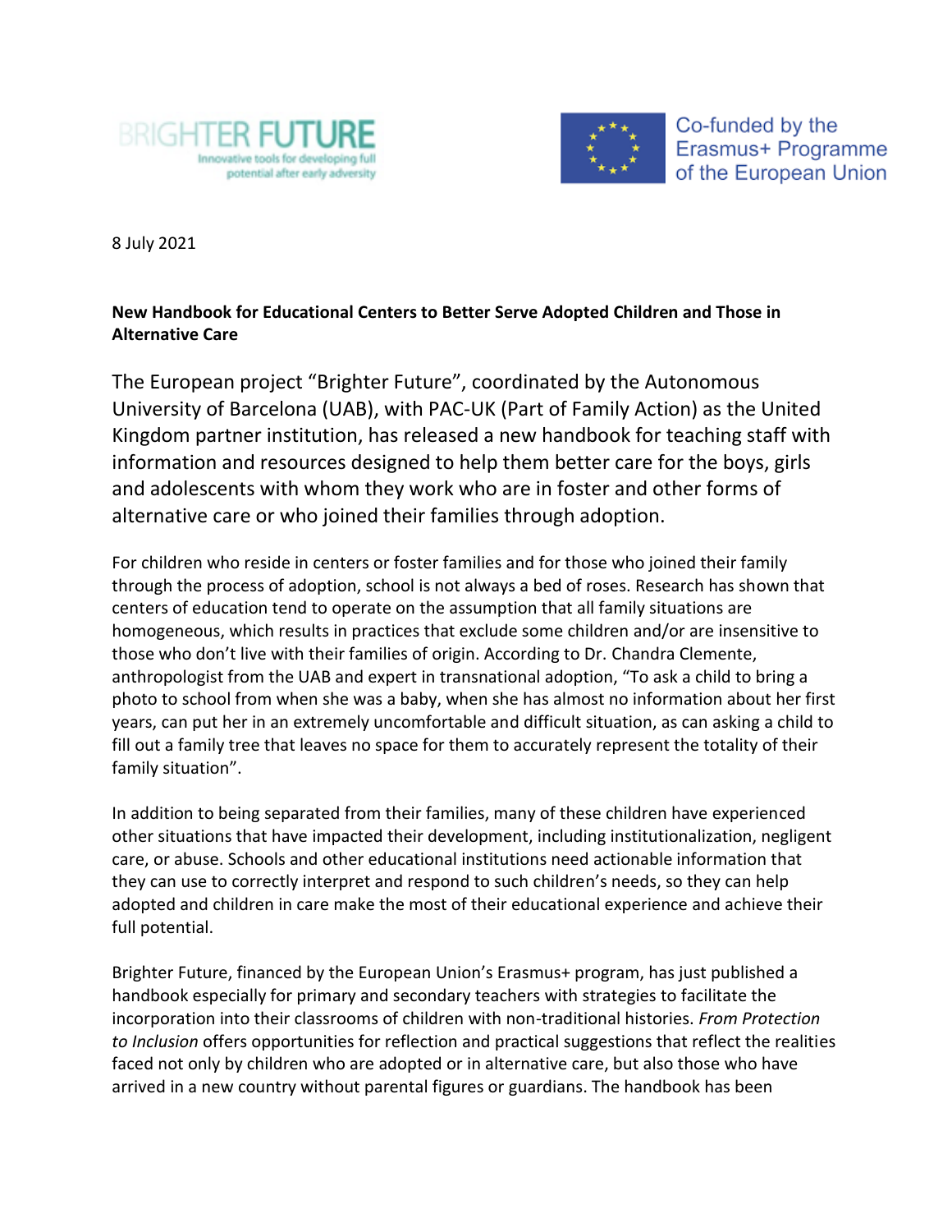BRIGHTER FUTURE
Innovative tools for developing full potential after early adversity

Co-funded by the Erasmus+ Programme of the European Union

8 July 2021

**New Handbook for Educational Centers to Better Serve Adopted Children and Those in Alternative Care**

The European project "Brighter Future", coordinated by the Autonomous University of Barcelona (UAB), with PAC-UK (Part of Family Action) as the United Kingdom partner institution, has released a new handbook for teaching staff with information and resources designed to help them better care for the boys, girls and adolescents with whom they work who are in foster and other forms of alternative care or who joined their families through adoption.

For children who reside in centers or foster families and for those who joined their family through the process of adoption, school is not always a bed of roses. Research has shown that centers of education tend to operate on the assumption that all family situations are homogeneous, which results in practices that exclude some children and/or are insensitive to those who don't live with their families of origin. According to Dr. Chandra Clemente, anthropologist from the UAB and expert in transnational adoption, "To ask a child to bring a photo to school from when she was a baby, when she has almost no information about her first years, can put her in an extremely uncomfortable and difficult situation, as can asking a child to fill out a family tree that leaves no space for them to accurately represent the totality of their family situation".

In addition to being separated from their families, many of these children have experienced other situations that have impacted their development, including institutionalization, negligent care, or abuse. Schools and other educational institutions need actionable information that they can use to correctly interpret and respond to such children's needs, so they can help adopted and children in care make the most of their educational experience and achieve their full potential.

Brighter Future, financed by the European Union's Erasmus+ program, has just published a handbook especially for primary and secondary teachers with strategies to facilitate the incorporation into their classrooms of children with non-traditional histories. *From Protection to Inclusion* offers opportunities for reflection and practical suggestions that reflect the realities faced not only by children who are adopted or in alternative care, but also those who have arrived in a new country without parental figures or guardians. The handbook has been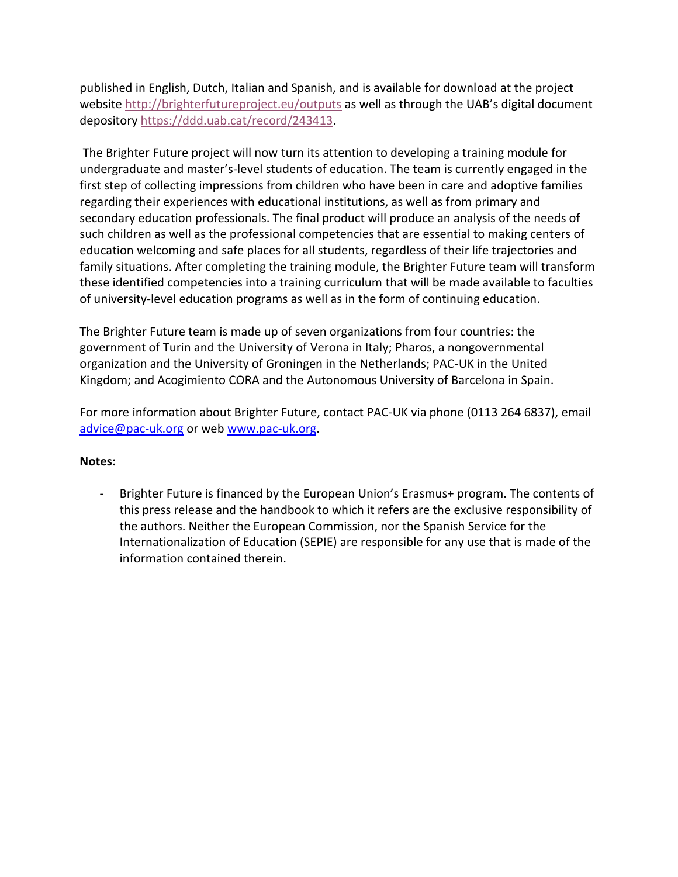published in English, Dutch, Italian and Spanish, and is available for download at the project website http://brighterfutureproject.eu/outputs as well as through the UAB's digital document depository https://ddd.uab.cat/record/243413.

The Brighter Future project will now turn its attention to developing a training module for undergraduate and master's-level students of education. The team is currently engaged in the first step of collecting impressions from children who have been in care and adoptive families regarding their experiences with educational institutions, as well as from primary and secondary education professionals. The final product will produce an analysis of the needs of such children as well as the professional competencies that are essential to making centers of education welcoming and safe places for all students, regardless of their life trajectories and family situations. After completing the training module, the Brighter Future team will transform these identified competencies into a training curriculum that will be made available to faculties of university-level education programs as well as in the form of continuing education.

The Brighter Future team is made up of seven organizations from four countries: the government of Turin and the University of Verona in Italy; Pharos, a nongovernmental organization and the University of Groningen in the Netherlands; PAC-UK in the United Kingdom; and Acogimiento CORA and the Autonomous University of Barcelona in Spain.

For more information about Brighter Future, contact PAC-UK via phone (0113 264 6837), email advice@pac-uk.org or web www.pac-uk.org.

**Notes:**

- Brighter Future is financed by the European Union's Erasmus+ program. The contents of this press release and the handbook to which it refers are the exclusive responsibility of the authors. Neither the European Commission, nor the Spanish Service for the Internationalization of Education (SEPIE) are responsible for any use that is made of the information contained therein.